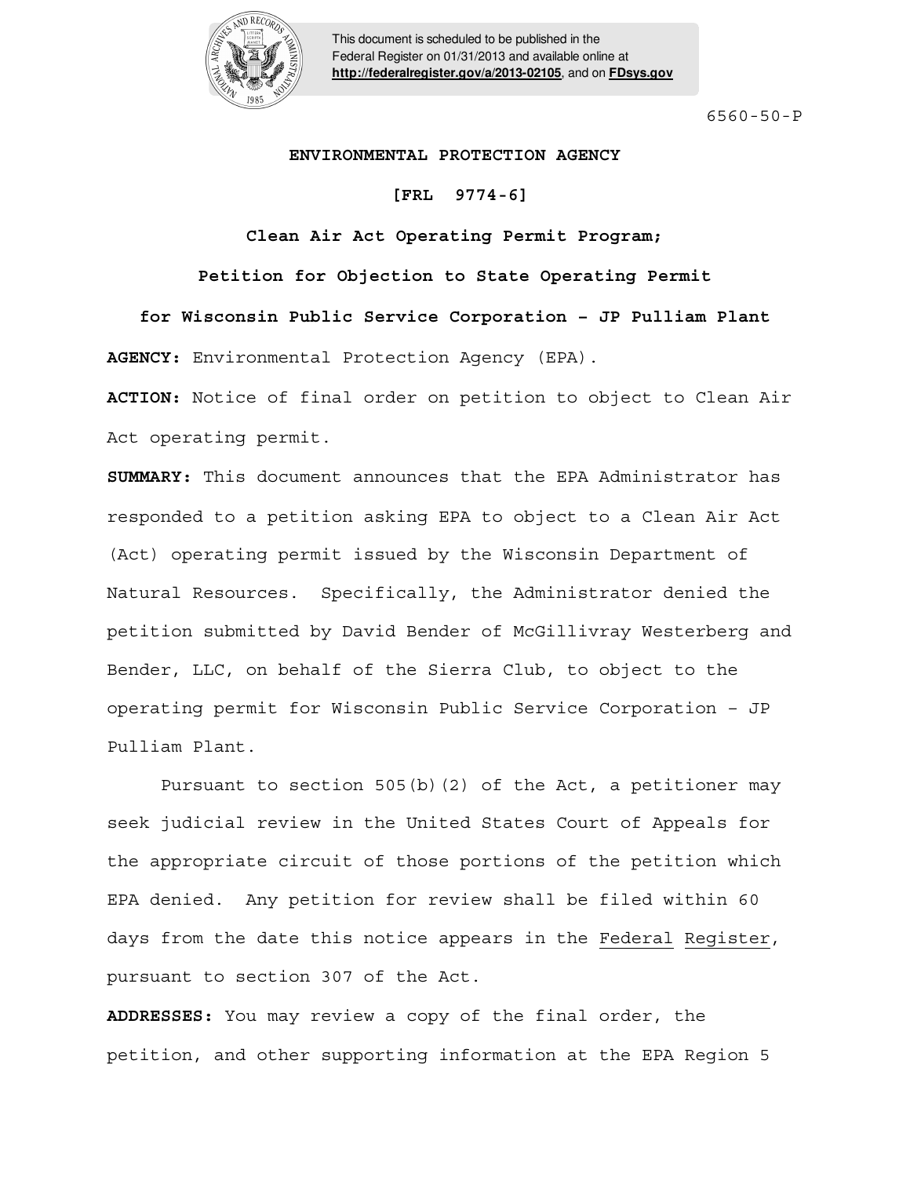This document is scheduled to be published in the Federal Register on 01/31/2013 and available online at **http://federalregister.gov/a/2013-02105**, and on **FDsys.gov**

6560-50-P

**ENVIRONMENTAL PROTECTION AGENCY**

**[FRL 9774-6]**

**Clean Air Act Operating Permit Program;**

**Petition for Objection to State Operating Permit**

**for Wisconsin Public Service Corporation – JP Pulliam Plant**

**AGENCY:** Environmental Protection Agency (EPA).

**ACTION:** Notice of final order on petition to object to Clean Air Act operating permit.

**SUMMARY:** This document announces that the EPA Administrator has responded to a petition asking EPA to object to a Clean Air Act (Act) operating permit issued by the Wisconsin Department of Natural Resources. Specifically, the Administrator denied the petition submitted by David Bender of McGillivray Westerberg and Bender, LLC, on behalf of the Sierra Club, to object to the operating permit for Wisconsin Public Service Corporation – JP Pulliam Plant.

Pursuant to section 505(b)(2) of the Act, a petitioner may seek judicial review in the United States Court of Appeals for the appropriate circuit of those portions of the petition which EPA denied. Any petition for review shall be filed within 60 days from the date this notice appears in the Federal Register, pursuant to section 307 of the Act.

**ADDRESSES:** You may review a copy of the final order, the petition, and other supporting information at the EPA Region 5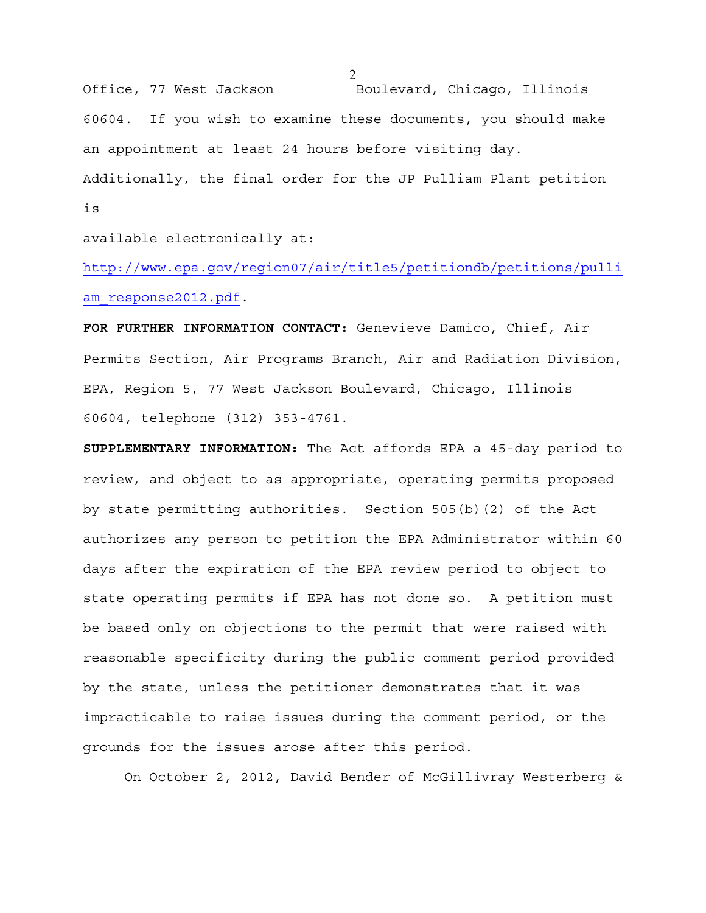Office, 77 West Jackson Boulevard, Chicago, Illinois 60604. If you wish to examine these documents, you should make an appointment at least 24 hours before visiting day. Additionally, the final order for the JP Pulliam Plant petition is available electronically at: http://www.epa.gov/region07/air/title5/petitiondb/petitions/pulliam_response2012.pdf.

**FOR FURTHER INFORMATION CONTACT:** Genevieve Damico, Chief, Air Permits Section, Air Programs Branch, Air and Radiation Division, EPA, Region 5, 77 West Jackson Boulevard, Chicago, Illinois 60604, telephone (312) 353-4761.

**SUPPLEMENTARY INFORMATION:** The Act affords EPA a 45-day period to review, and object to as appropriate, operating permits proposed by state permitting authorities. Section 505(b)(2) of the Act authorizes any person to petition the EPA Administrator within 60 days after the expiration of the EPA review period to object to state operating permits if EPA has not done so. A petition must be based only on objections to the permit that were raised with reasonable specificity during the public comment period provided by the state, unless the petitioner demonstrates that it was impracticable to raise issues during the comment period, or the grounds for the issues arose after this period.

On October 2, 2012, David Bender of McGillivray Westerberg &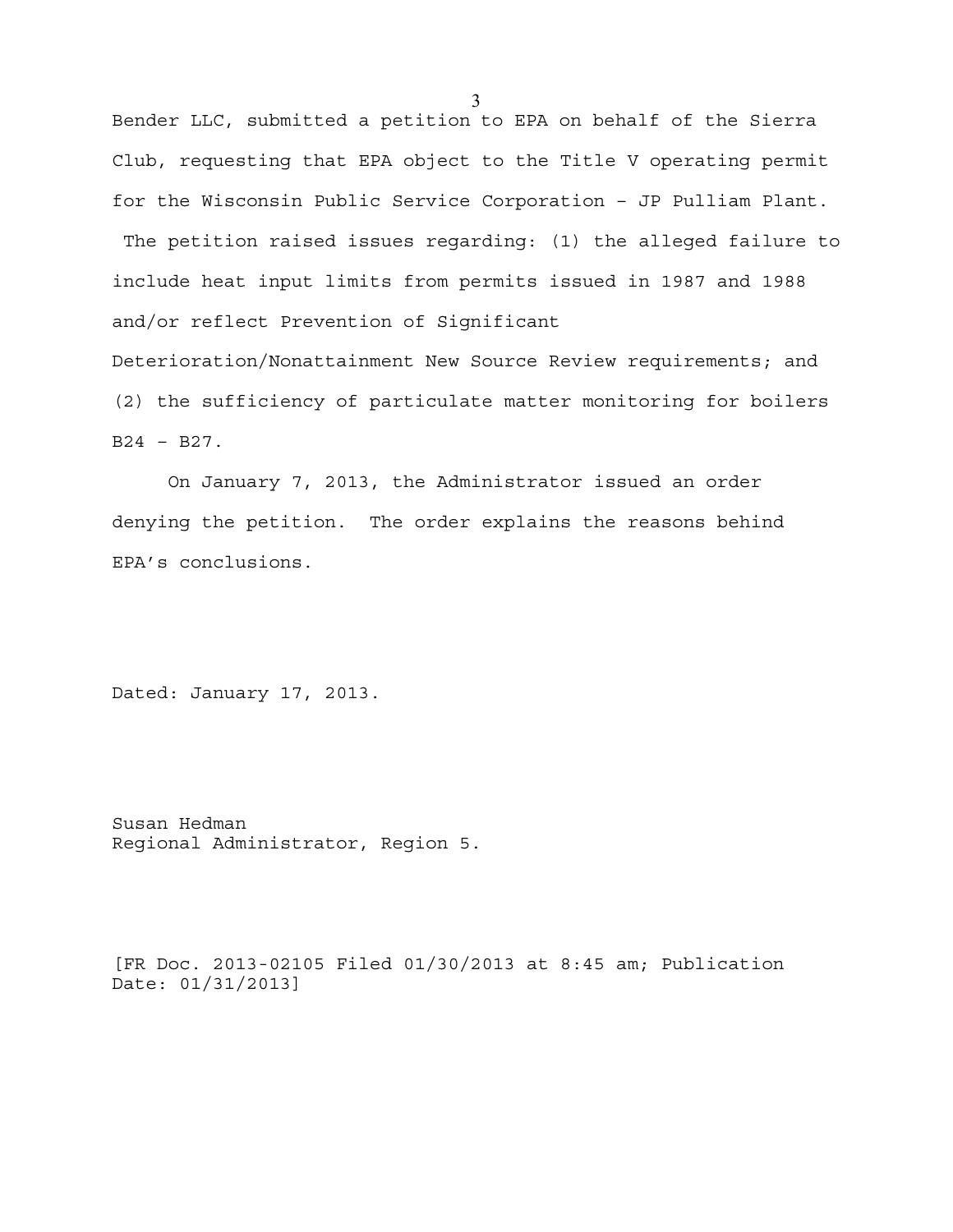Bender LLC, submitted a petition to EPA on behalf of the Sierra Club, requesting that EPA object to the Title V operating permit for the Wisconsin Public Service Corporation – JP Pulliam Plant. The petition raised issues regarding: (1) the alleged failure to include heat input limits from permits issued in 1987 and 1988 and/or reflect Prevention of Significant Deterioration/Nonattainment New Source Review requirements; and (2) the sufficiency of particulate matter monitoring for boilers B24 – B27.

On January 7, 2013, the Administrator issued an order denying the petition. The order explains the reasons behind EPA's conclusions.

Dated: January 17, 2013.

Susan Hedman
Regional Administrator, Region 5.

[FR Doc. 2013-02105 Filed 01/30/2013 at 8:45 am; Publication Date: 01/31/2013]